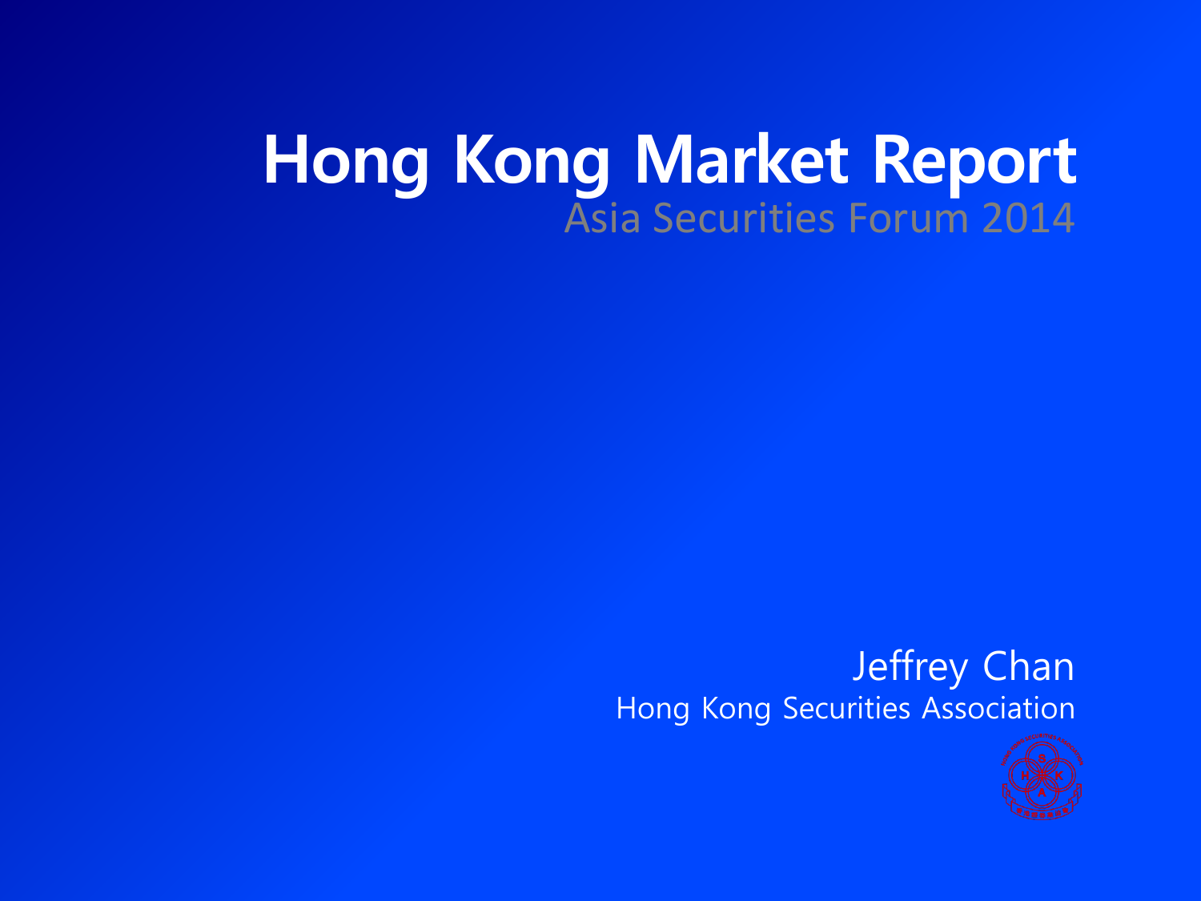# Hong Kong Market Report

Asia Securities Forum 2014

Jeffrey Chan

Hong Kong Securities Association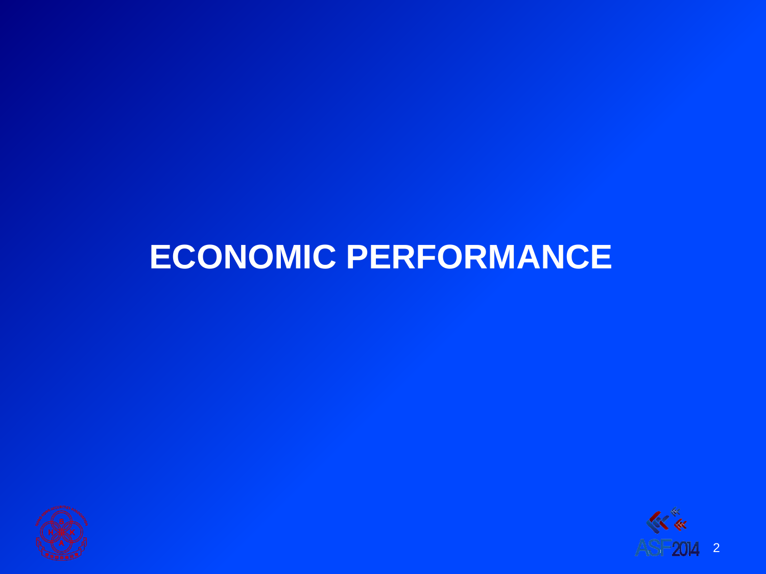# ECONOMIC PERFORMANCE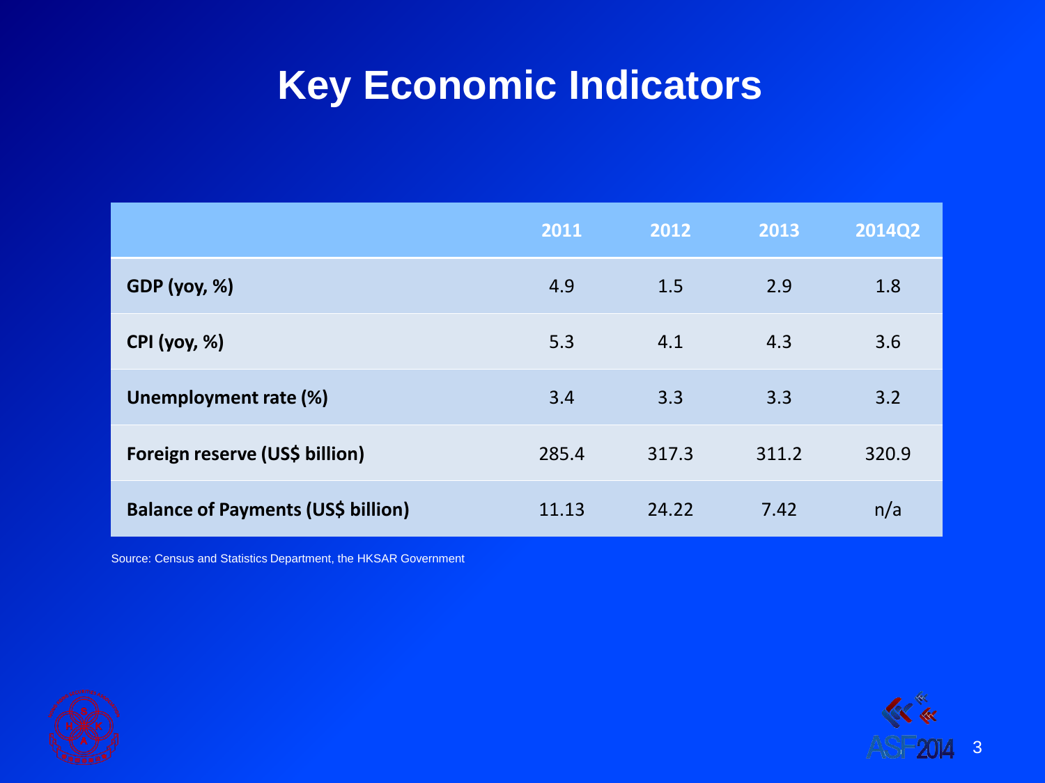# Key Economic Indicators

| | 2011 | 2012 | 2013 | 2014Q2 |
|---|---|---|---|---|
| **GDP (yoy, %)** | 4.9 | 1.5 | 2.9 | 1.8 |
| **CPI (yoy, %)** | 5.3 | 4.1 | 4.3 | 3.6 |
| **Unemployment rate (%)** | 3.4 | 3.3 | 3.3 | 3.2 |
| **Foreign reserve (US$ billion)** | 285.4 | 317.3 | 311.2 | 320.9 |
| **Balance of Payments (US$ billion)** | 11.13 | 24.22 | 7.42 | n/a |

Source: Census and Statistics Department, the HKSAR Government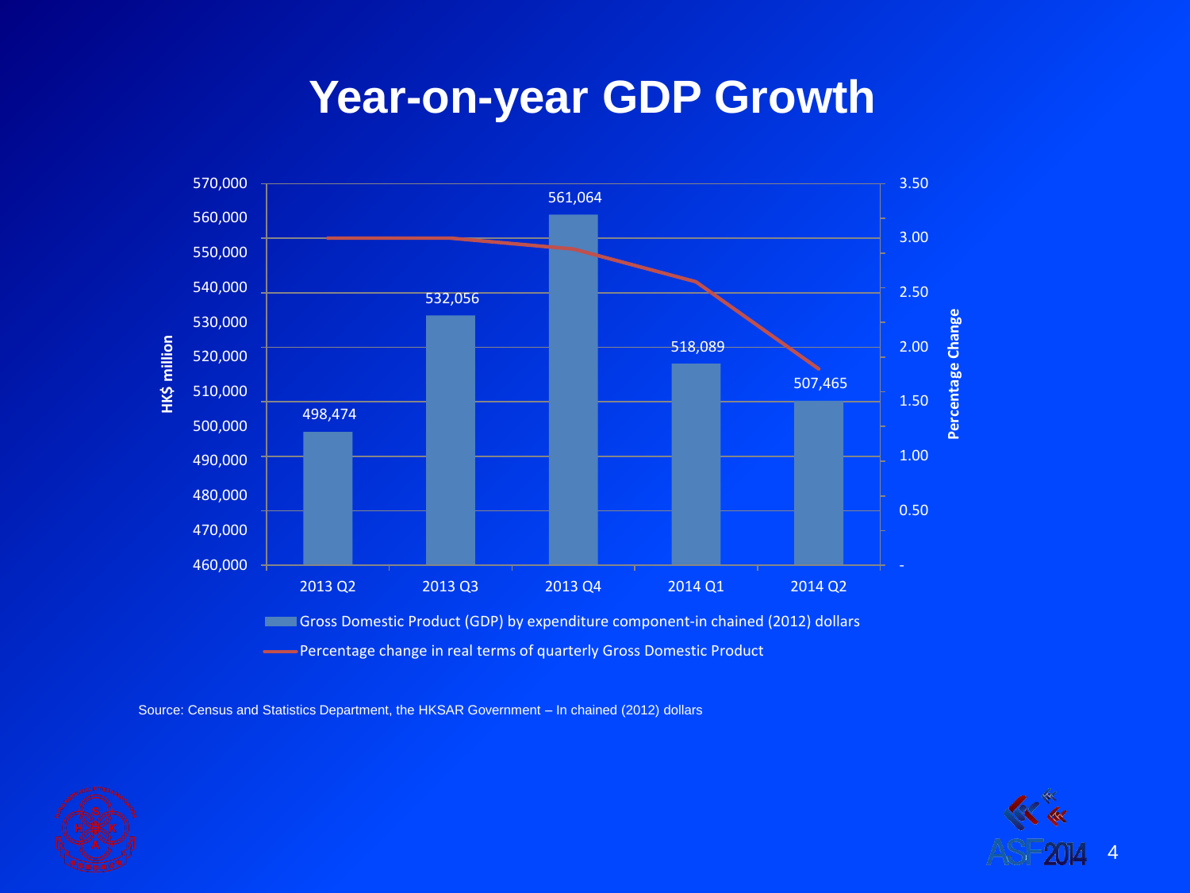# Year-on-year GDP Growth

| | 2013 Q2 | 2013 Q3 | 2013 Q4 | 2014 Q1 | 2014 Q2 |
|---|---|---|---|---|---|
| Gross Domestic Product (GDP) by expenditure component-in chained (2012) dollars (HK$ million) | 498,474 | 532,056 | 561,064 | 518,089 | 507,465 |

HK$ million

Percentage Change

- Gross Domestic Product (GDP) by expenditure component-in chained (2012) dollars
- Percentage change in real terms of quarterly Gross Domestic Product

Source: Census and Statistics Department, the HKSAR Government – In chained (2012) dollars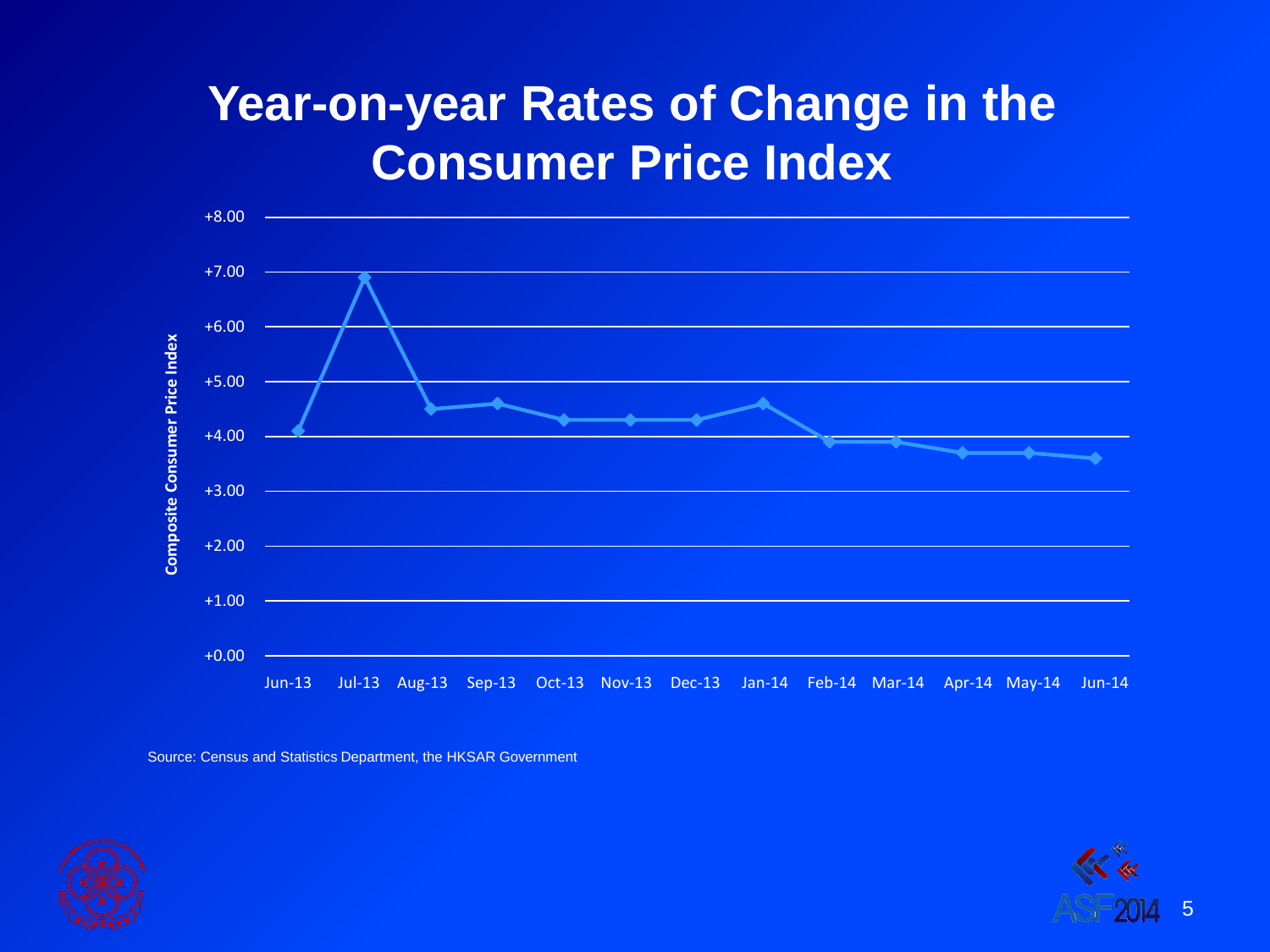# Year-on-year Rates of Change in the Consumer Price Index

Composite Consumer Price Index

+8.00
+7.00
+6.00
+5.00
+4.00
+3.00
+2.00
+1.00
+0.00

Jun-13 Jul-13 Aug-13 Sep-13 Oct-13 Nov-13 Dec-13 Jan-14 Feb-14 Mar-14 Apr-14 May-14 Jun-14

Source: Census and Statistics Department, the HKSAR Government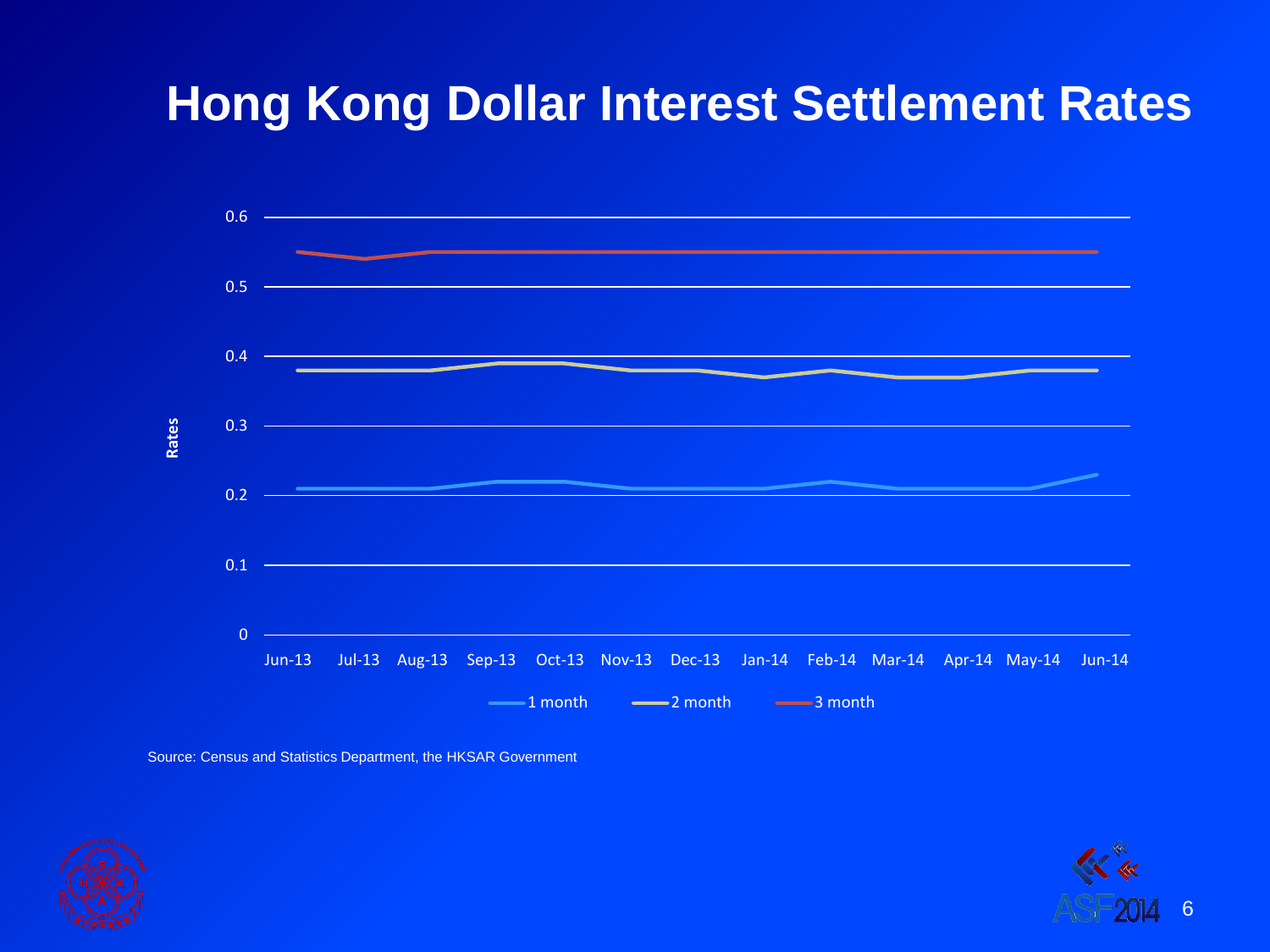# Hong Kong Dollar Interest Settlement Rates

Rates

0.6
0.5
0.4
0.3
0.2
0.1
0

Jun-13 Jul-13 Aug-13 Sep-13 Oct-13 Nov-13 Dec-13 Jan-14 Feb-14 Mar-14 Apr-14 May-14 Jun-14

1 month 2 month 3 month

Source: Census and Statistics Department, the HKSAR Government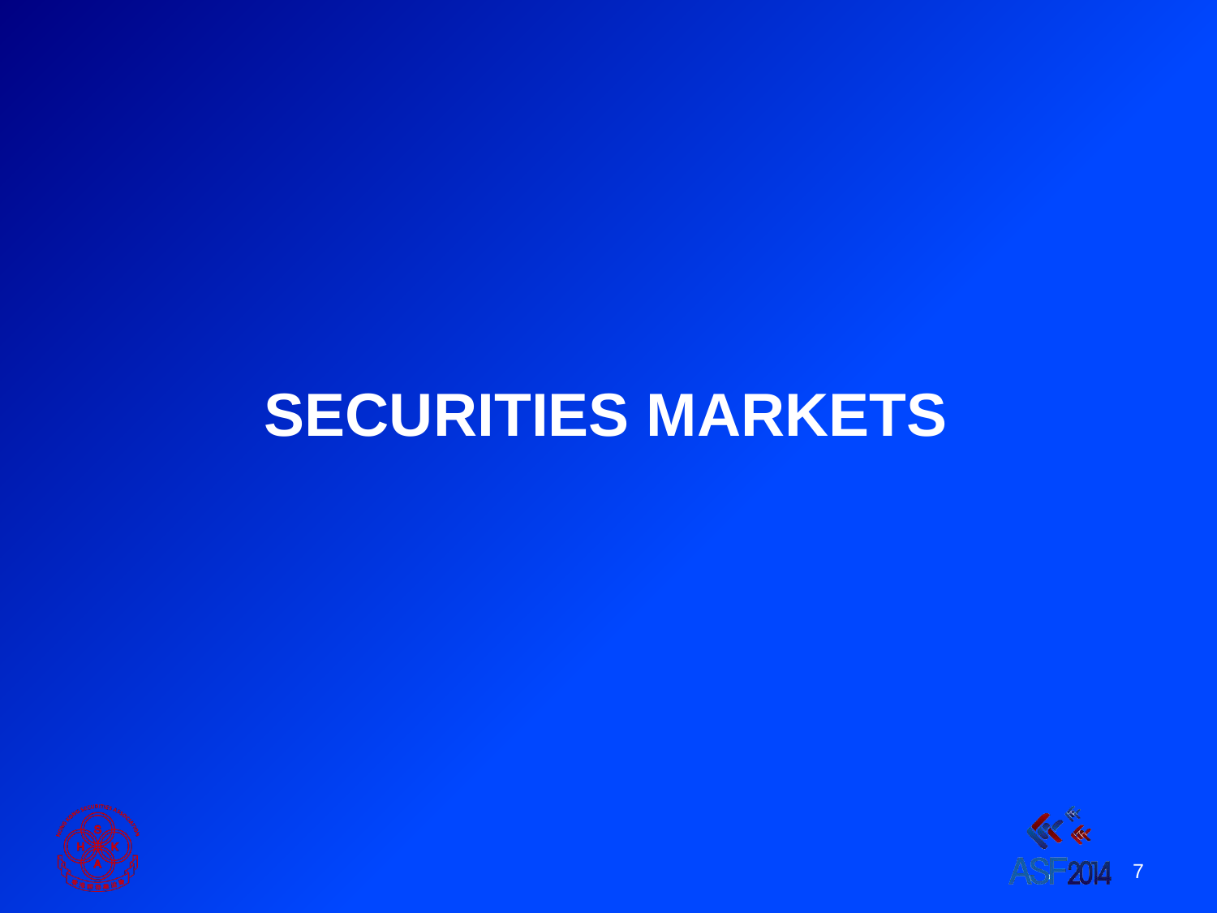# SECURITIES MARKETS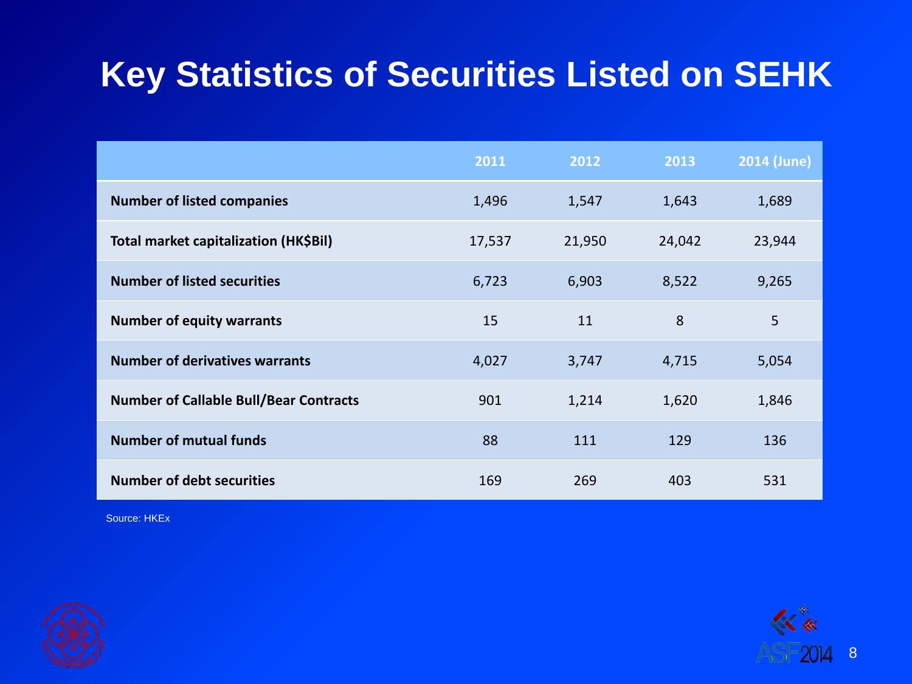# Key Statistics of Securities Listed on SEHK

| | 2011 | 2012 | 2013 | 2014 (June) |
|---|---|---|---|---|
| **Number of listed companies** | 1,496 | 1,547 | 1,643 | 1,689 |
| **Total market capitalization (HK$Bil)** | 17,537 | 21,950 | 24,042 | 23,944 |
| **Number of listed securities** | 6,723 | 6,903 | 8,522 | 9,265 |
| **Number of equity warrants** | 15 | 11 | 8 | 5 |
| **Number of derivatives warrants** | 4,027 | 3,747 | 4,715 | 5,054 |
| **Number of Callable Bull/Bear Contracts** | 901 | 1,214 | 1,620 | 1,846 |
| **Number of mutual funds** | 88 | 111 | 129 | 136 |
| **Number of debt securities** | 169 | 269 | 403 | 531 |

Source: HKEx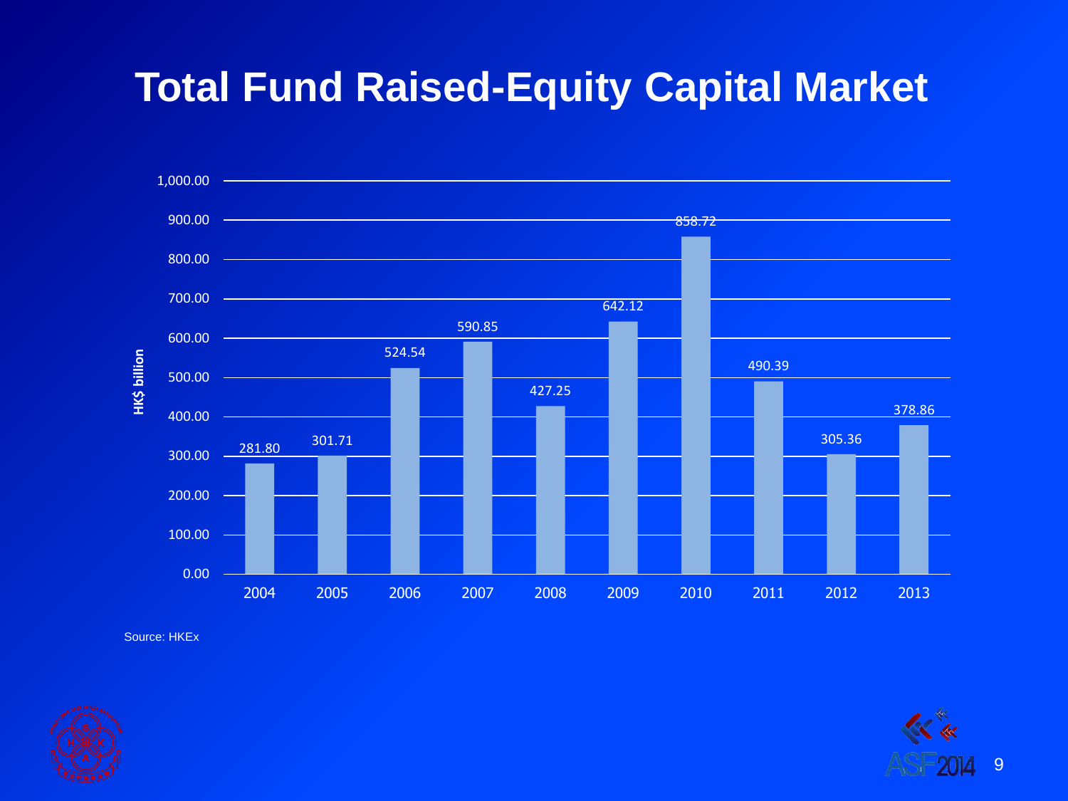# Total Fund Raised-Equity Capital Market

| Year | HK$ billion |
|---|---|
| 2004 | 281.80 |
| 2005 | 301.71 |
| 2006 | 524.54 |
| 2007 | 590.85 |
| 2008 | 427.25 |
| 2009 | 642.12 |
| 2010 | 858.72 |
| 2011 | 490.39 |
| 2012 | 305.36 |
| 2013 | 378.86 |

Source: HKEx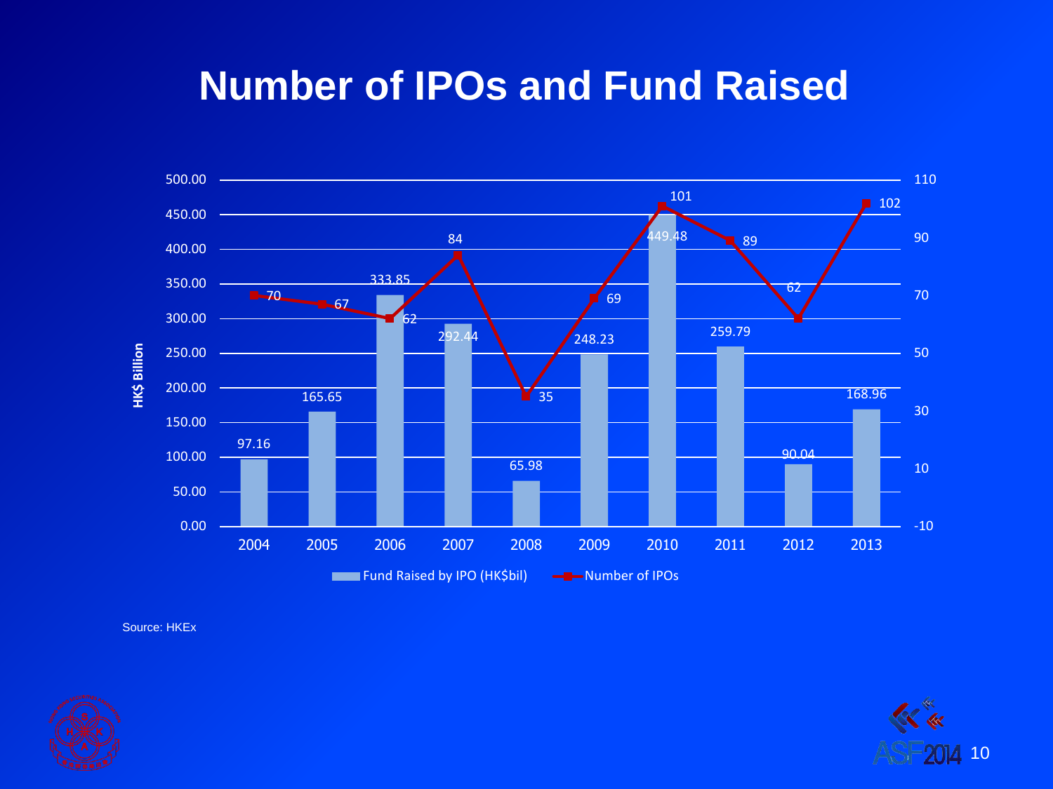# Number of IPOs and Fund Raised

| Year | Fund Raised by IPO (HK$bil) | Number of IPOs |
|---|---|---|
| 2004 | 97.16 | 70 |
| 2005 | 165.65 | 67 |
| 2006 | 333.85 | 62 |
| 2007 | 292.44 | 84 |
| 2008 | 65.98 | 35 |
| 2009 | 248.23 | 69 |
| 2010 | 449.48 | 101 |
| 2011 | 259.79 | 89 |
| 2012 | 90.04 | 62 |
| 2013 | 168.96 | 102 |

Source: HKEx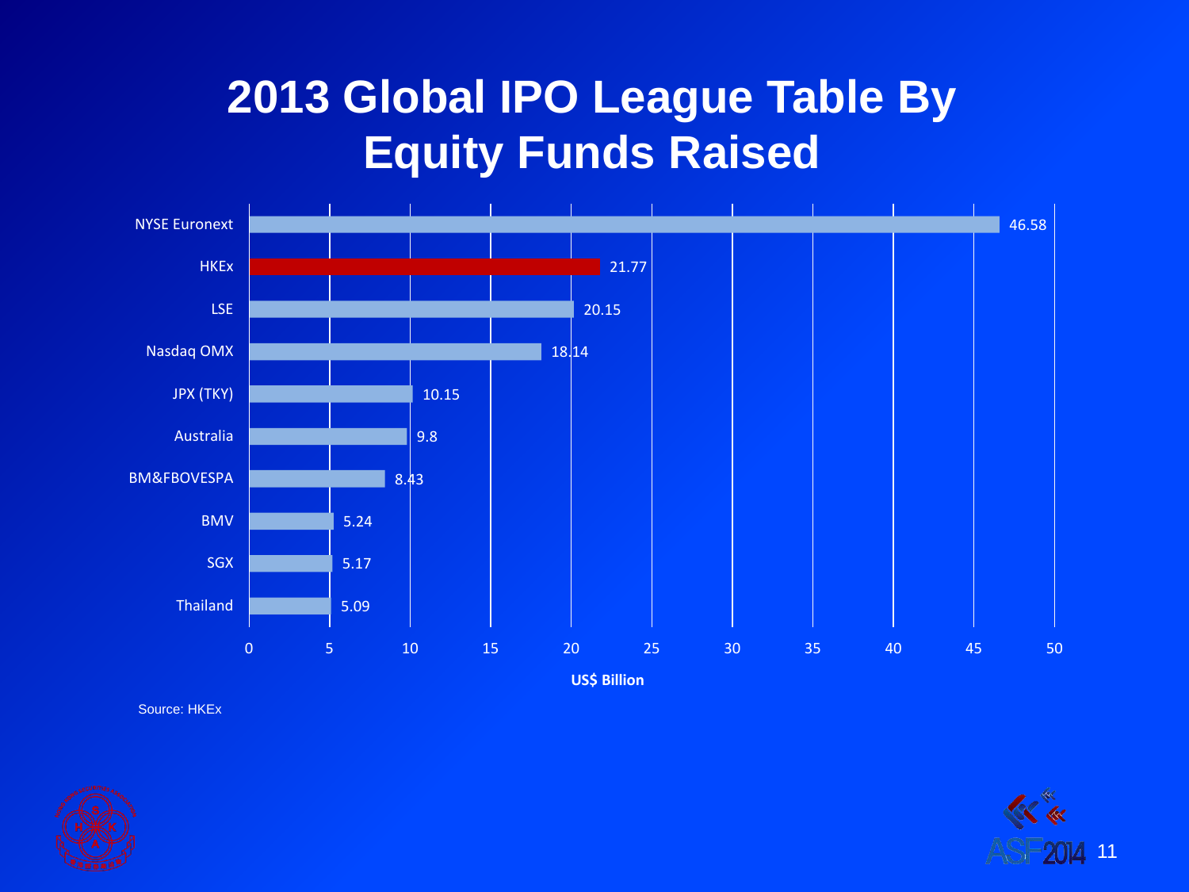# 2013 Global IPO League Table By Equity Funds Raised

| Exchange | US$ Billion |
|---|---|
| NYSE Euronext | 46.58 |
| HKEx | 21.77 |
| LSE | 20.15 |
| Nasdaq OMX | 18.14 |
| JPX (TKY) | 10.15 |
| Australia | 9.8 |
| BM&FBOVESPA | 8.43 |
| BMV | 5.24 |
| SGX | 5.17 |
| Thailand | 5.09 |

Source: HKEx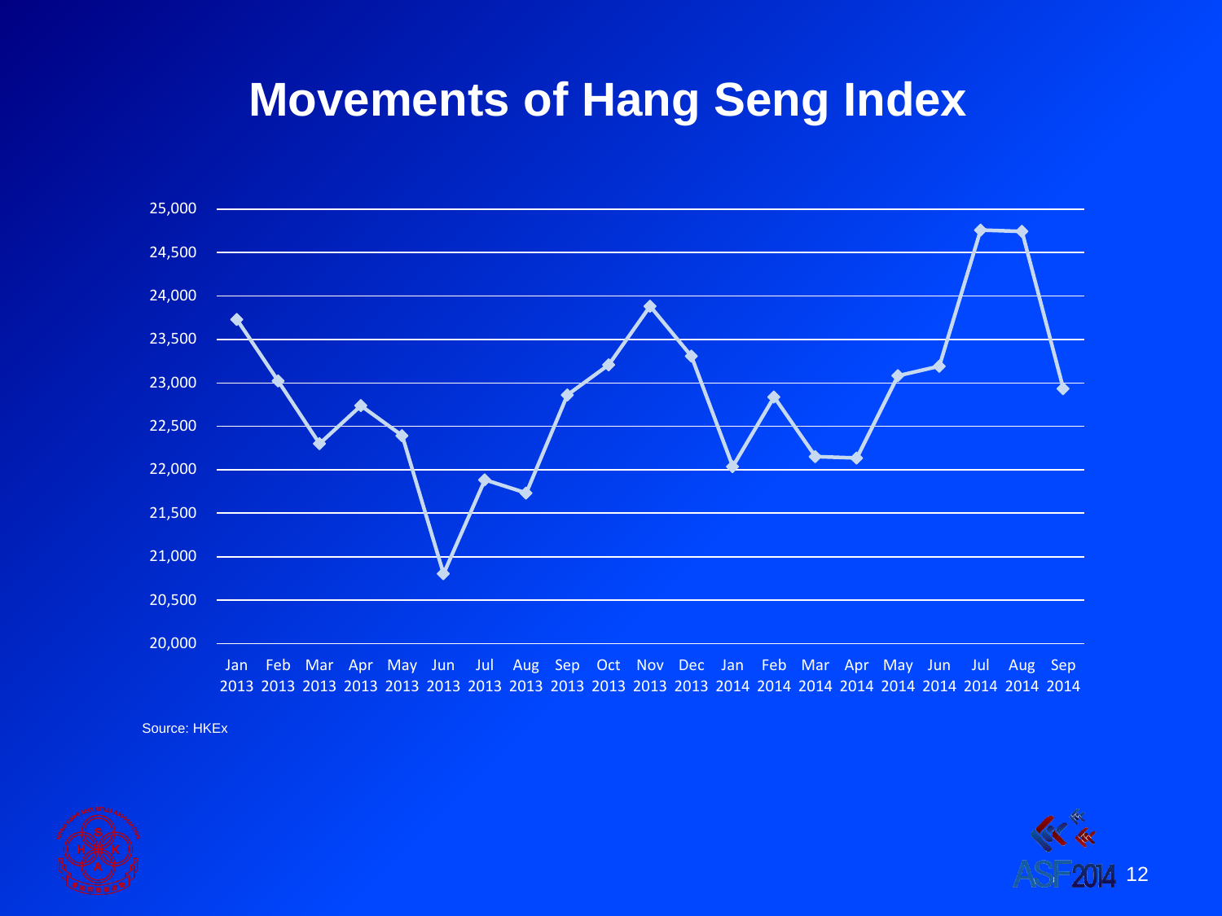# Movements of Hang Seng Index

Source: HKEx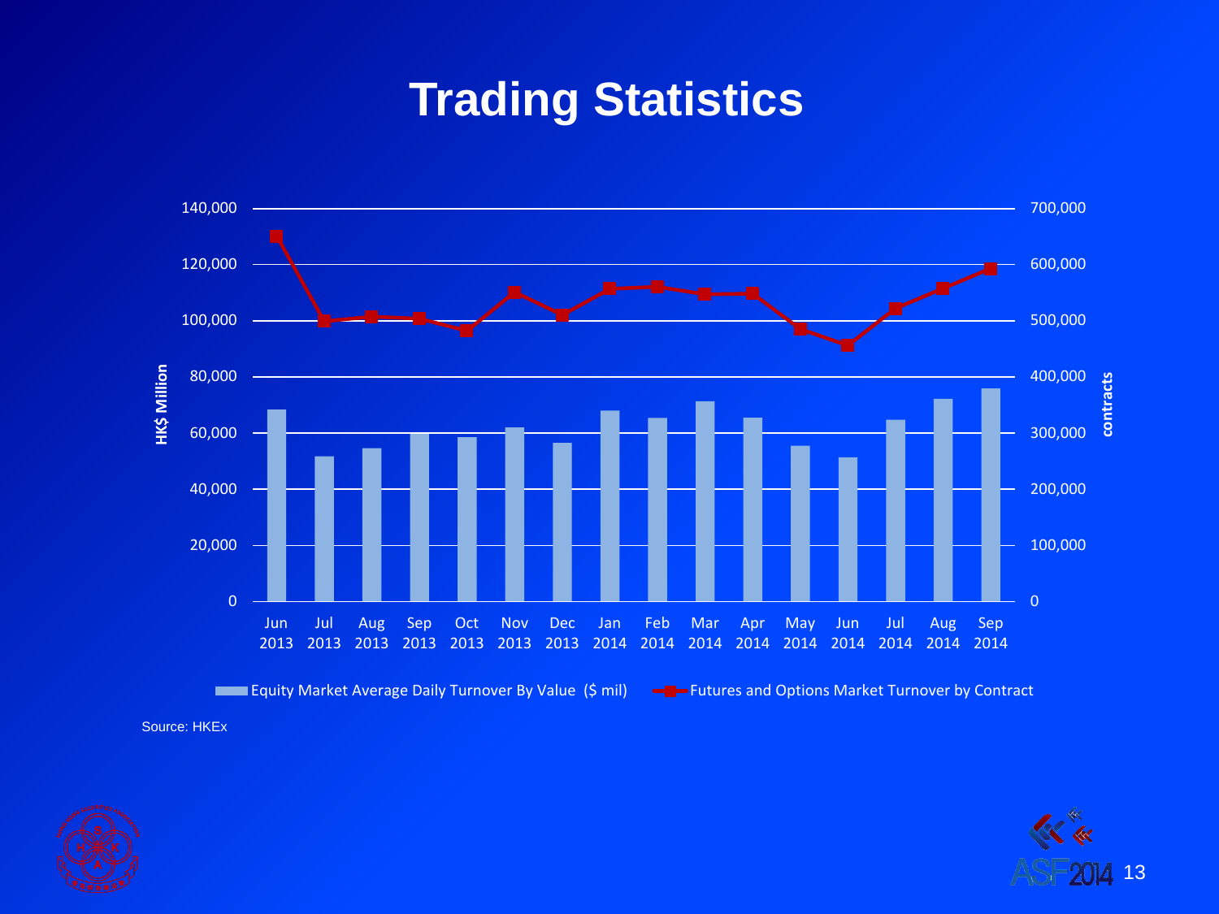# Trading Statistics

HK$ Million (left axis): 0, 20,000, 40,000, 60,000, 80,000, 100,000, 120,000, 140,000

contracts (right axis): 0, 100,000, 200,000, 300,000, 400,000, 500,000, 600,000, 700,000

Jun 2013, Jul 2013, Aug 2013, Sep 2013, Oct 2013, Nov 2013, Dec 2013, Jan 2014, Feb 2014, Mar 2014, Apr 2014, May 2014, Jun 2014, Jul 2014, Aug 2014, Sep 2014

Equity Market Average Daily Turnover By Value ($ mil) — Futures and Options Market Turnover by Contract

Source: HKEx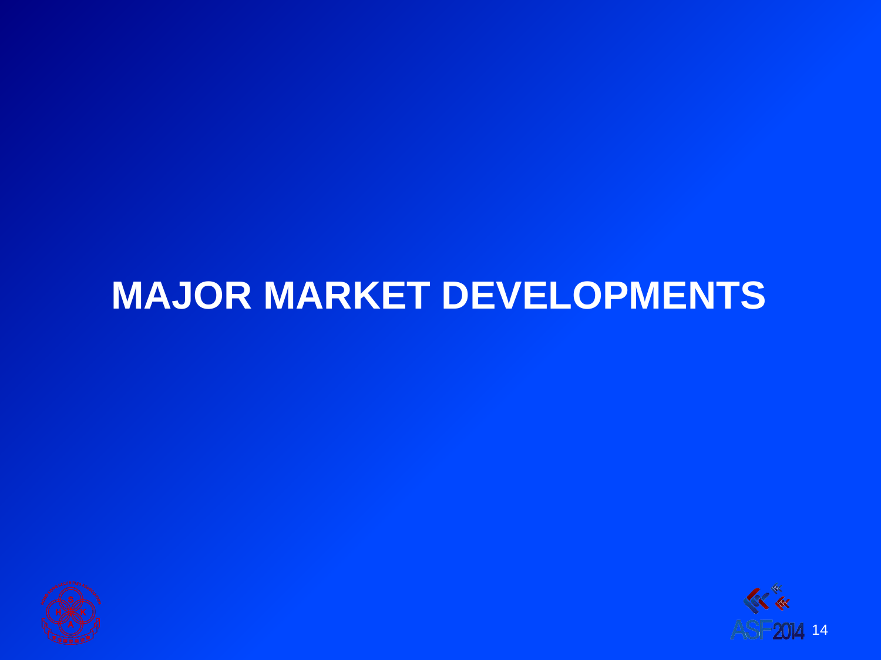# MAJOR MARKET DEVELOPMENTS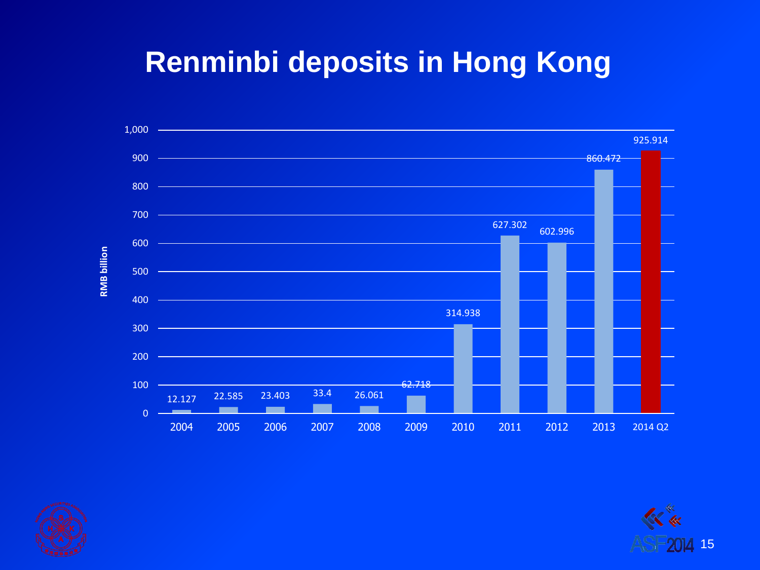# Renminbi deposits in Hong Kong

RMB billion

| Year | RMB billion |
|---|---|
| 2004 | 12.127 |
| 2005 | 22.585 |
| 2006 | 23.403 |
| 2007 | 33.4 |
| 2008 | 26.061 |
| 2009 | 62.718 |
| 2010 | 314.938 |
| 2011 | 627.302 |
| 2012 | 602.996 |
| 2013 | 860.472 |
| 2014 Q2 | 925.914 |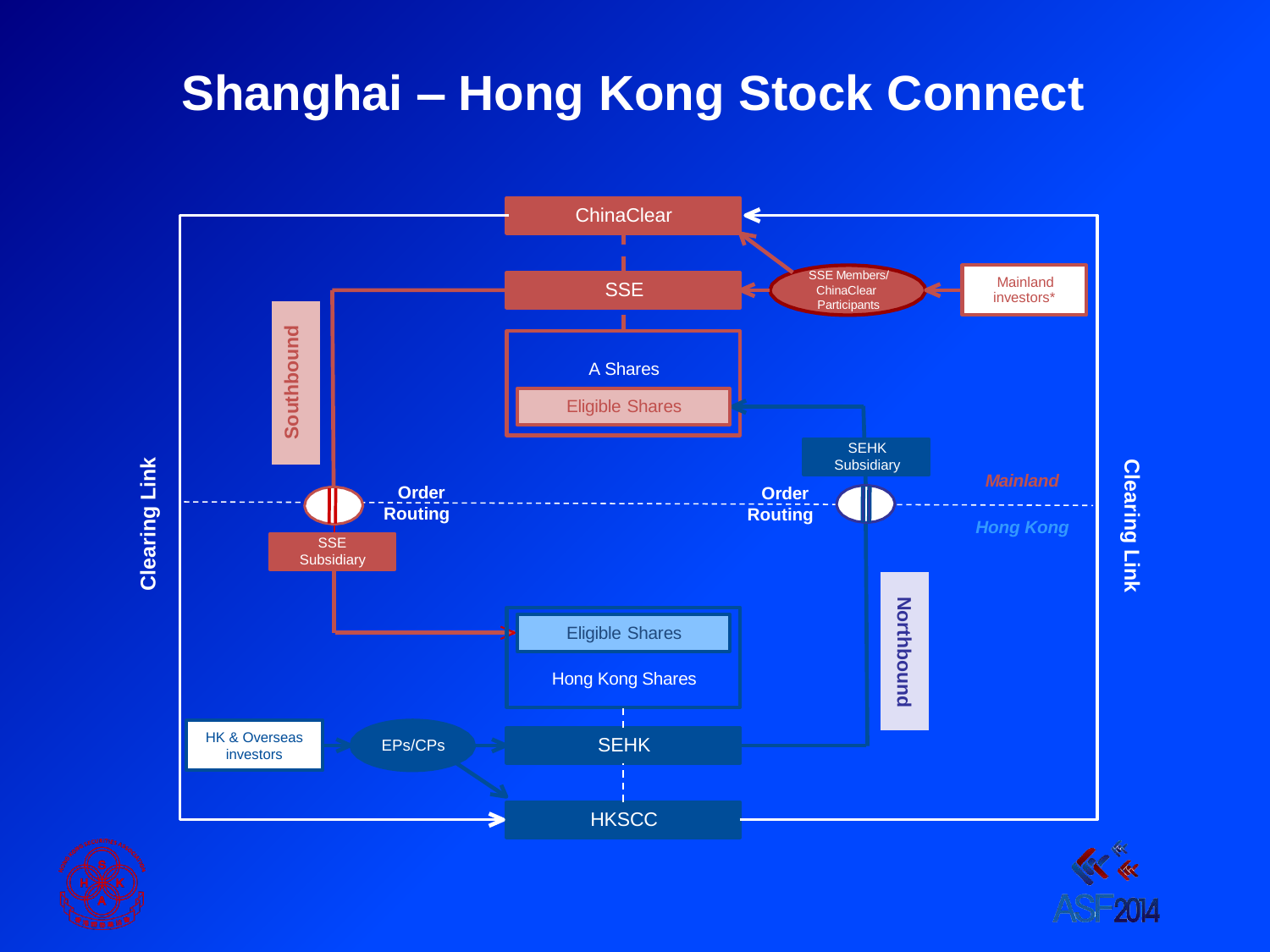# Shanghai – Hong Kong Stock Connect

ChinaClear

SSE

SSE Members/ ChinaClear Participants

Mainland investors*

A Shares

Eligible Shares

Southbound

SEHK Subsidiary

*Mainland*

Order Routing

Order Routing

*Hong Kong*

Clearing Link

Clearing Link

SSE Subsidiary

Eligible Shares

Hong Kong Shares

Northbound

HK & Overseas investors

EPs/CPs

SEHK

HKSCC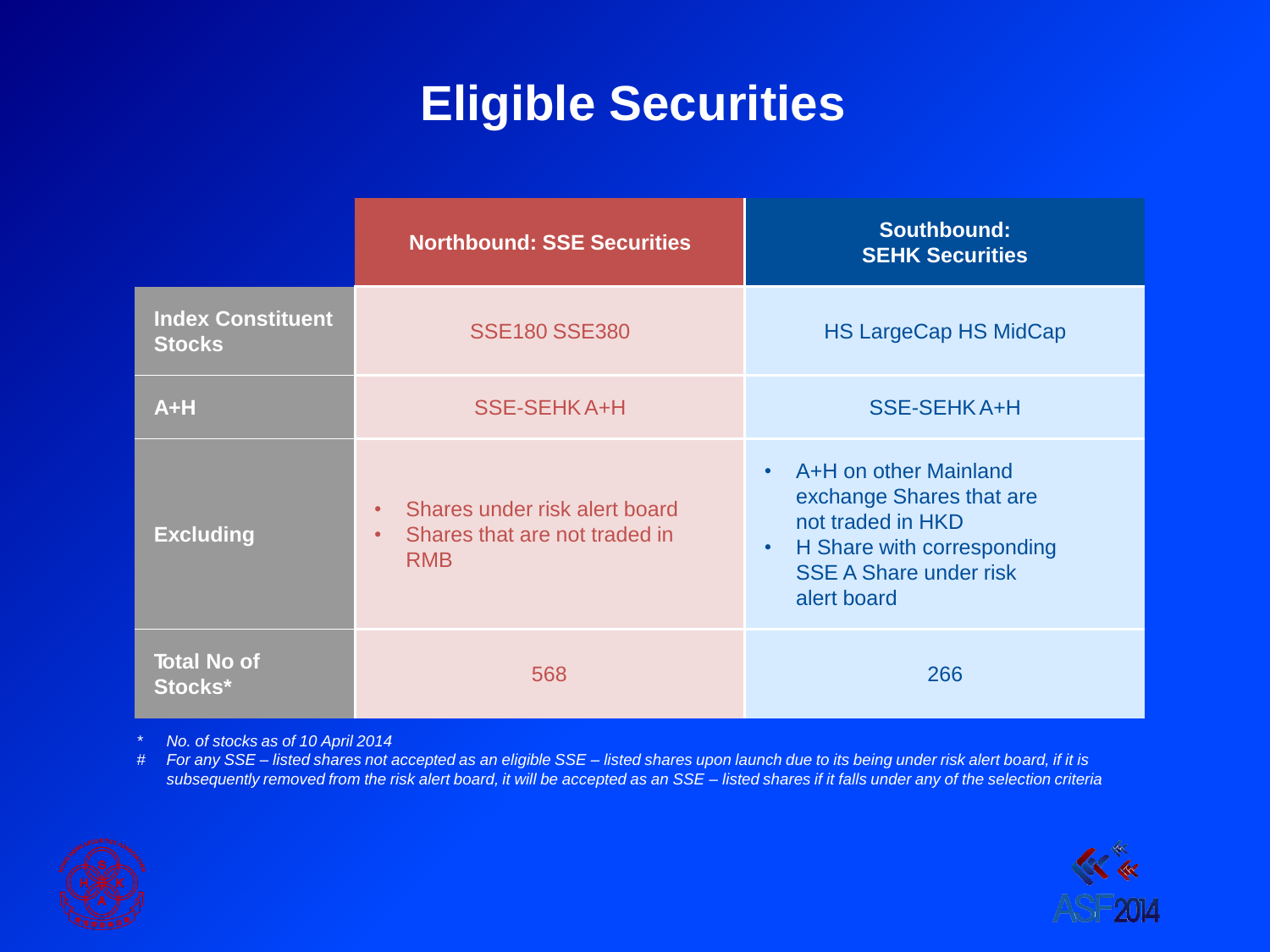# Eligible Securities

| | Northbound: SSE Securities | Southbound: SEHK Securities |
|---|---|---|
| **Index Constituent Stocks** | SSE180 SSE380 | HS LargeCap HS MidCap |
| **A+H** | SSE-SEHK A+H | SSE-SEHK A+H |
| **Excluding** | • Shares under risk alert board<br>• Shares that are not traded in RMB | • A+H on other Mainland exchange Shares that are not traded in HKD<br>• H Share with corresponding SSE A Share under risk alert board |
| **Total No of Stocks*** | 568 | 266 |

*\* No. of stocks as of 10 April 2014*

*# For any SSE – listed shares not accepted as an eligible SSE – listed shares upon launch due to its being under risk alert board, if it is subsequently removed from the risk alert board, it will be accepted as an SSE – listed shares if it falls under any of the selection criteria*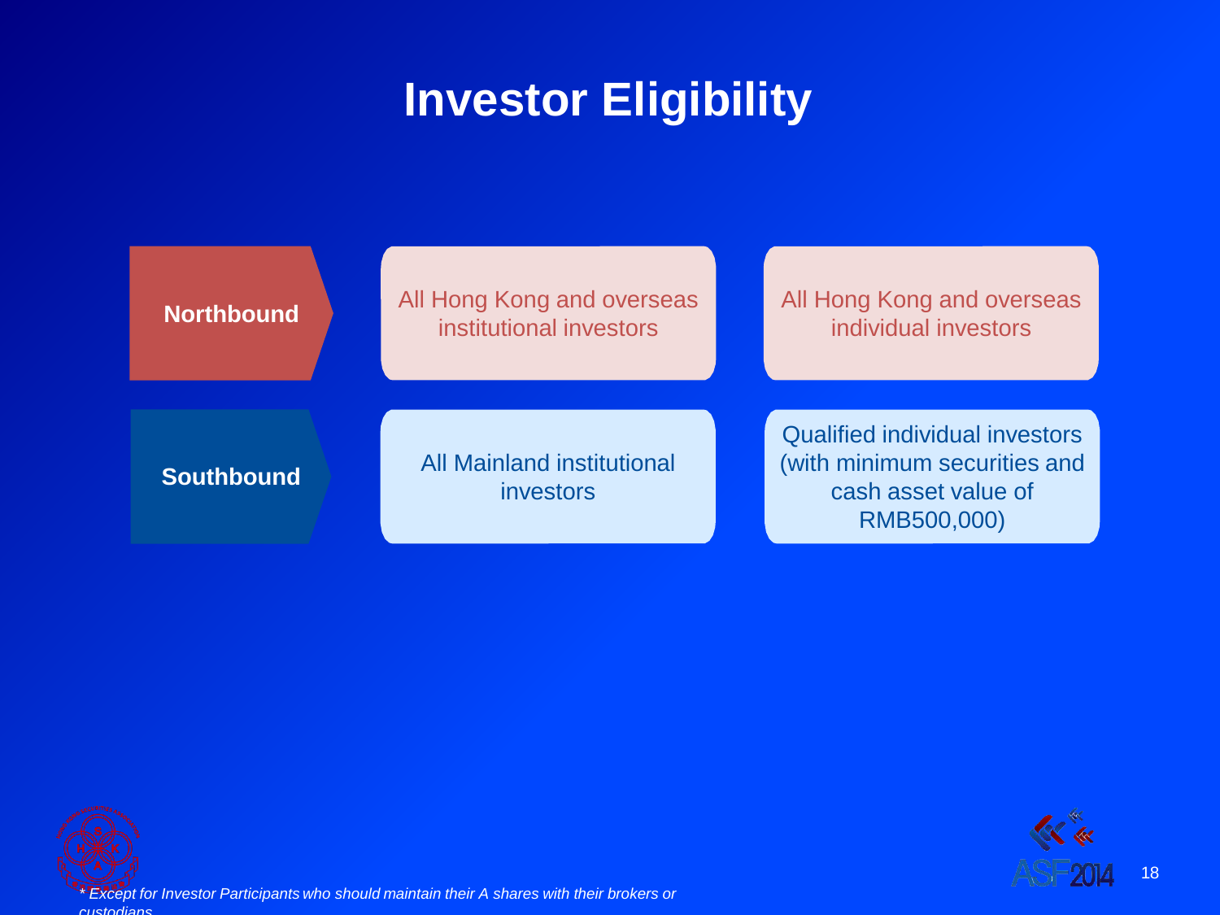# Investor Eligibility

| | | |
|---|---|---|
| **Northbound** | All Hong Kong and overseas institutional investors | All Hong Kong and overseas individual investors |
| **Southbound** | All Mainland institutional investors | Qualified individual investors (with minimum securities and cash asset value of RMB500,000) |

*\* Except for Investor Participants who should maintain their A shares with their brokers or custodians*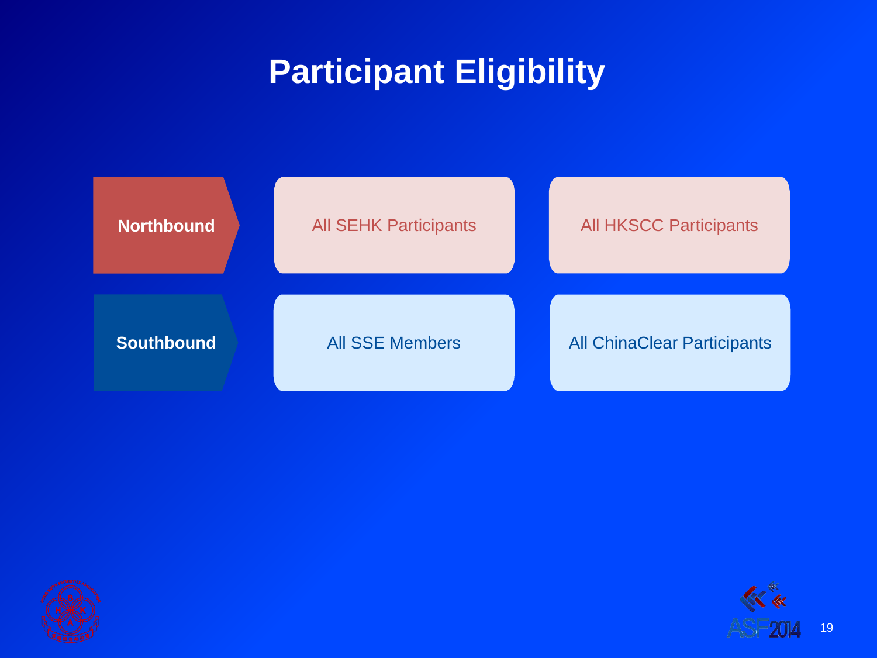# Participant Eligibility

| | | |
|---|---|---|
| **Northbound** | All SEHK Participants | All HKSCC Participants |
| **Southbound** | All SSE Members | All ChinaClear Participants |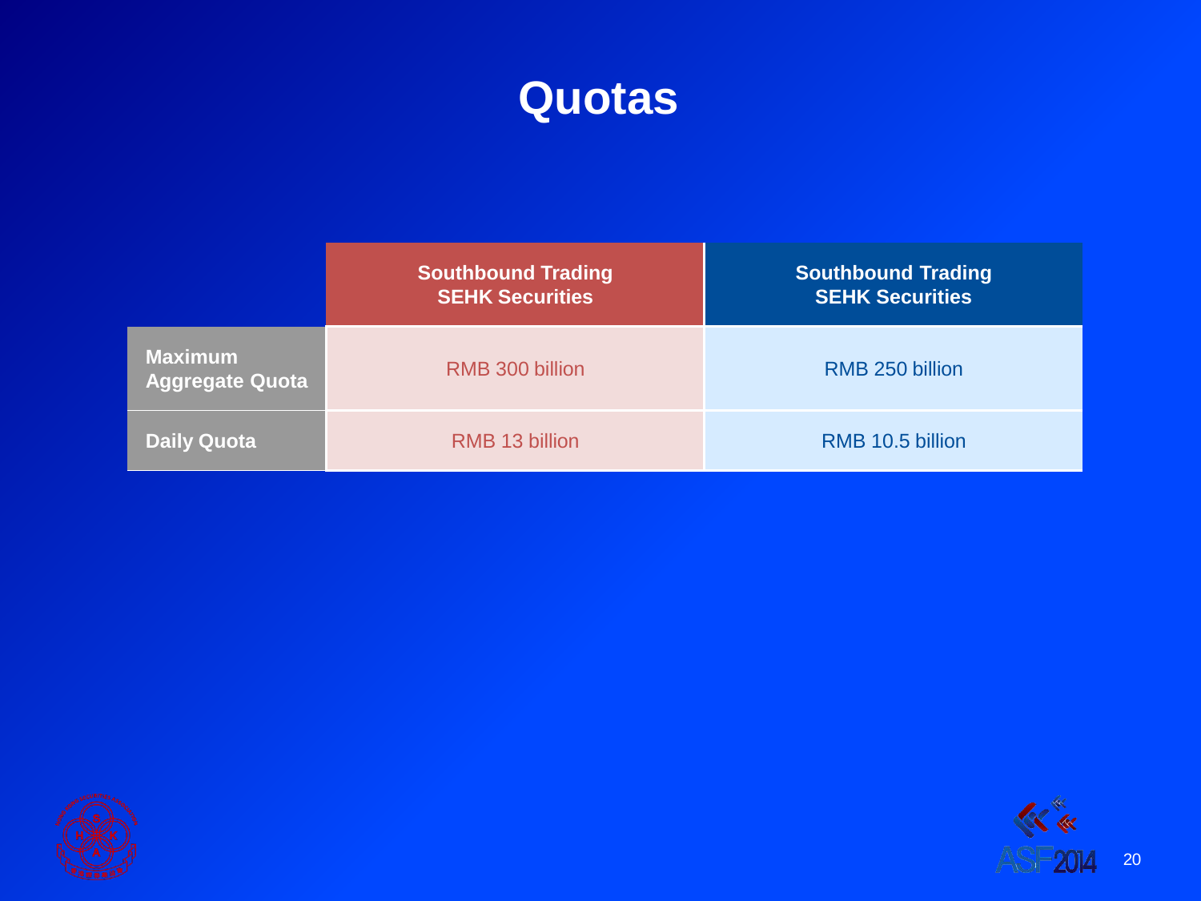# Quotas

| | Southbound Trading SEHK Securities | Southbound Trading SEHK Securities |
|---|---|---|
| **Maximum Aggregate Quota** | RMB 300 billion | RMB 250 billion |
| **Daily Quota** | RMB 13 billion | RMB 10.5 billion |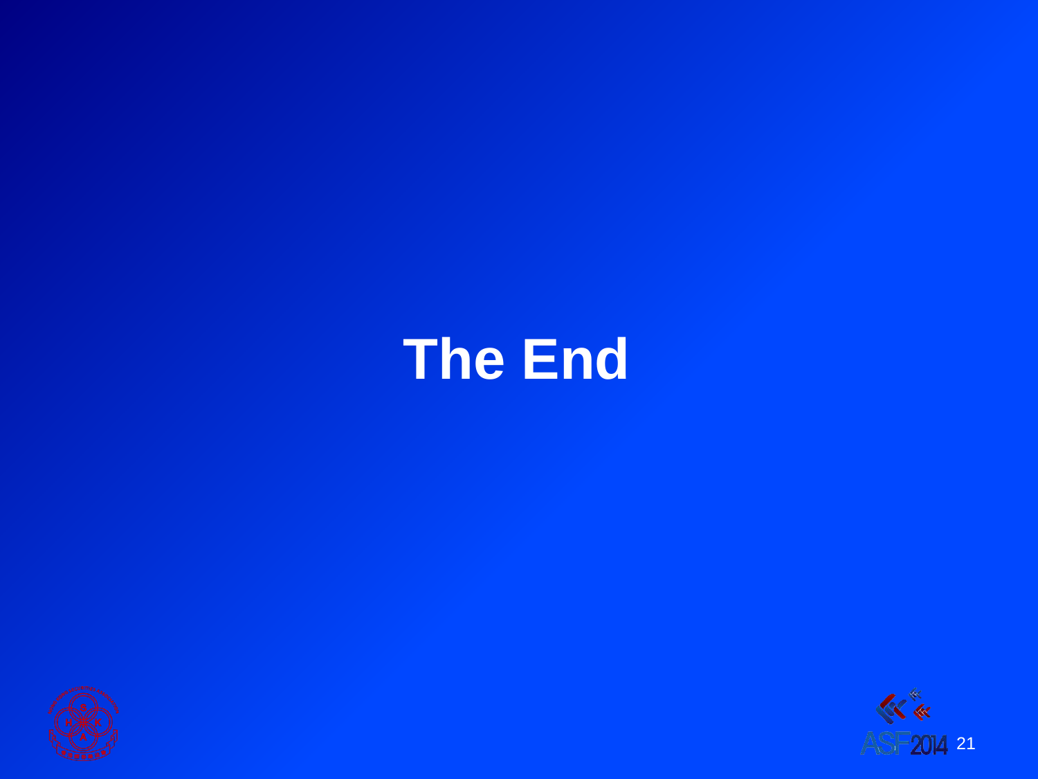# The End